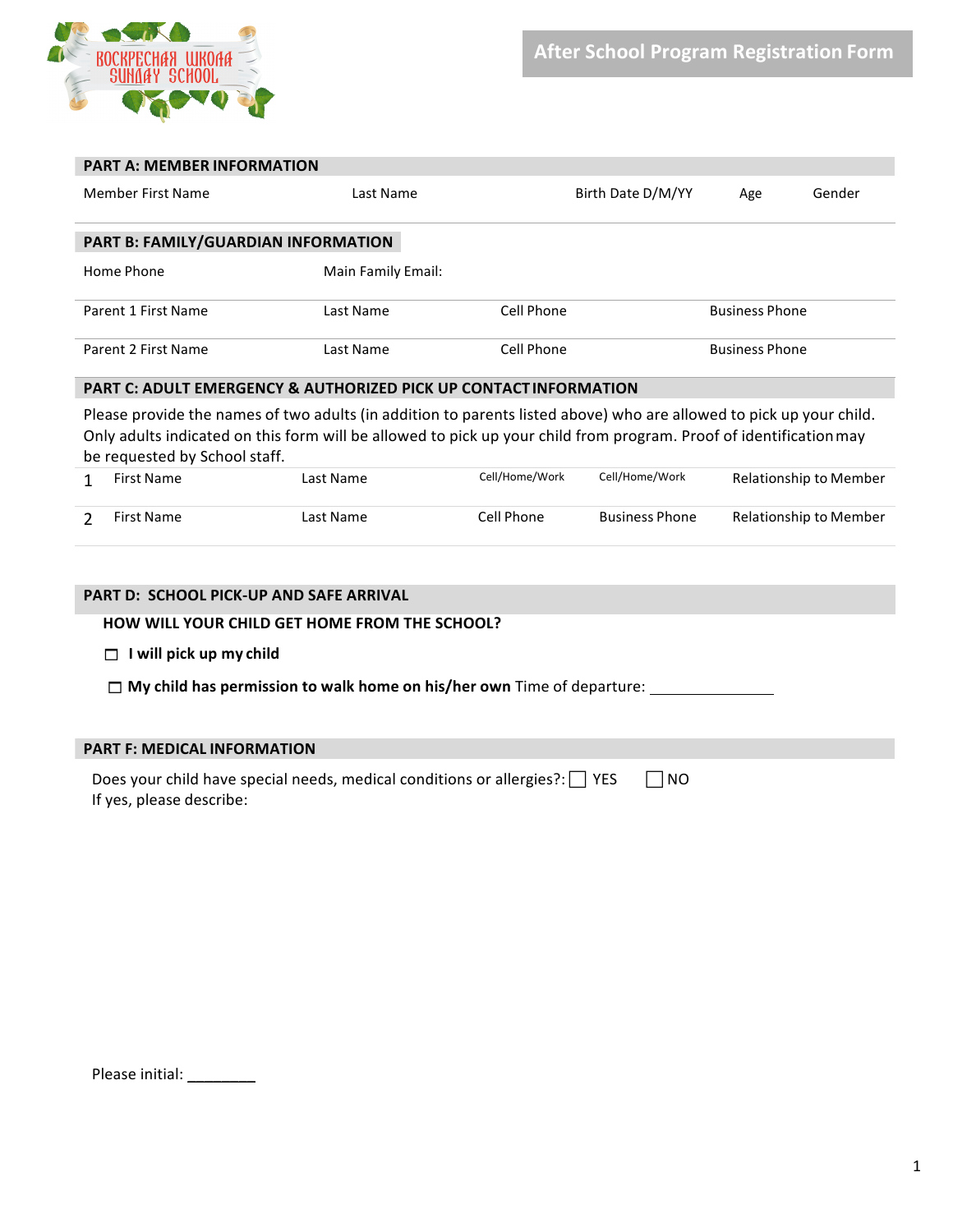ВОСКРЕСНАЯ ШКОЛА
SUNDAY SCHOOL

# After School Program Registration Form

## PART A: MEMBER INFORMATION

| Member First Name | Last Name | Birth Date D/M/YY | Age | Gender |
|---|---|---|---|---|
| | | | | |

## PART B: FAMILY/GUARDIAN INFORMATION

| Home Phone | Main Family Email: | | |
|---|---|---|---|
| Parent 1 First Name | Last Name | Cell Phone | Business Phone |
| Parent 2 First Name | Last Name | Cell Phone | Business Phone |

## PART C: ADULT EMERGENCY & AUTHORIZED PICK UP CONTACT INFORMATION

Please provide the names of two adults (in addition to parents listed above) who are allowed to pick up your child. Only adults indicated on this form will be allowed to pick up your child from program. Proof of identification may be requested by School staff.

| | | | | | |
|---|---|---|---|---|---|
| 1 | First Name | Last Name | Cell/Home/Work | Cell/Home/Work | Relationship to Member |
| 2 | First Name | Last Name | Cell Phone | Business Phone | Relationship to Member |

## PART D: SCHOOL PICK-UP AND SAFE ARRIVAL

**HOW WILL YOUR CHILD GET HOME FROM THE SCHOOL?**

☐ **I will pick up my child**

☐ **My child has permission to walk home on his/her own** Time of departure: _______________

## PART F: MEDICAL INFORMATION

Does your child have special needs, medical conditions or allergies?: ☐ YES ☐ NO
If yes, please describe:

Please initial: ________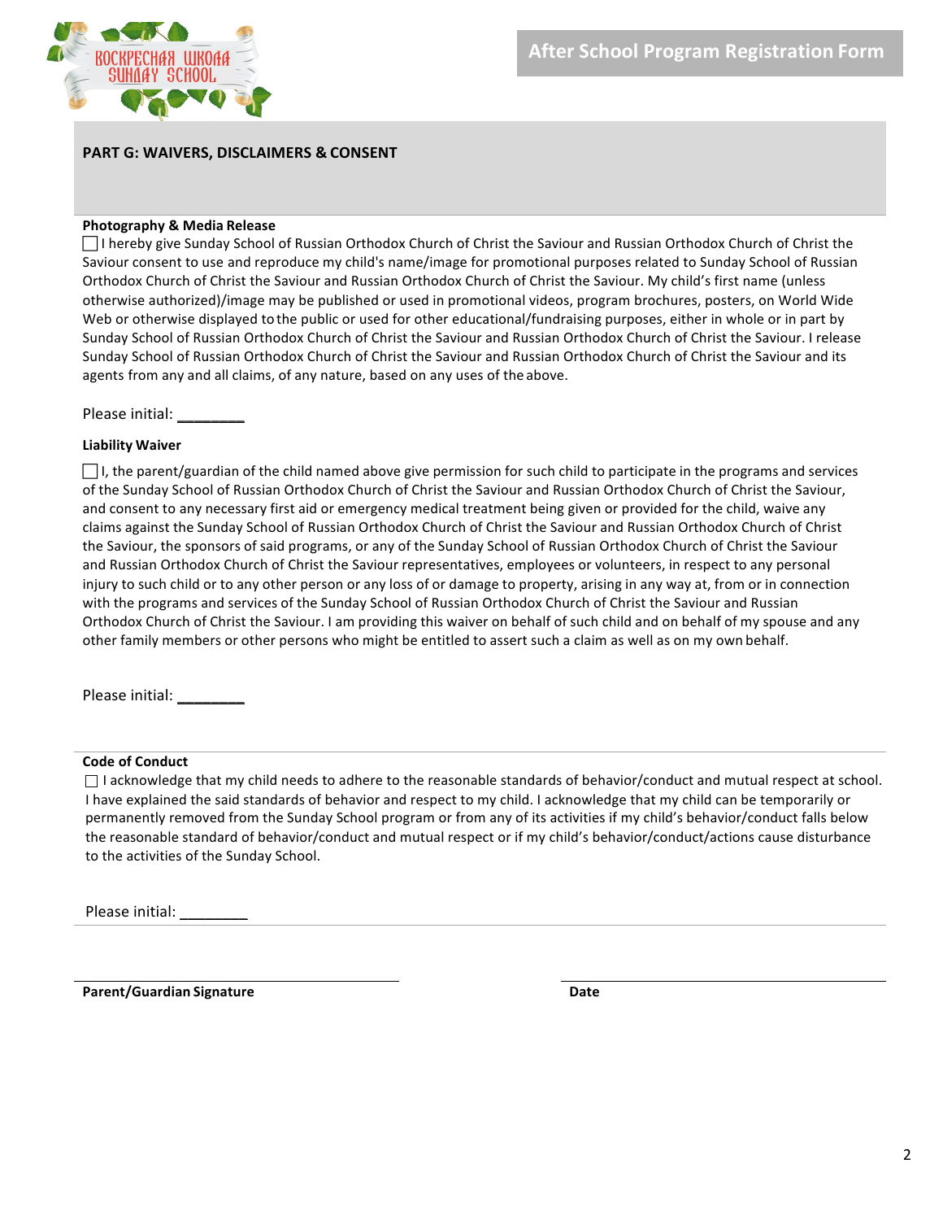# PART G: WAIVERS, DISCLAIMERS & CONSENT

**Photography & Media Release**

☐ I hereby give Sunday School of Russian Orthodox Church of Christ the Saviour and Russian Orthodox Church of Christ the Saviour consent to use and reproduce my child's name/image for promotional purposes related to Sunday School of Russian Orthodox Church of Christ the Saviour and Russian Orthodox Church of Christ the Saviour. My child's first name (unless otherwise authorized)/image may be published or used in promotional videos, program brochures, posters, on World Wide Web or otherwise displayed to the public or used for other educational/fundraising purposes, either in whole or in part by Sunday School of Russian Orthodox Church of Christ the Saviour and Russian Orthodox Church of Christ the Saviour. I release Sunday School of Russian Orthodox Church of Christ the Saviour and Russian Orthodox Church of Christ the Saviour and its agents from any and all claims, of any nature, based on any uses of the above.

Please initial: ________

**Liability Waiver**

☐ I, the parent/guardian of the child named above give permission for such child to participate in the programs and services of the Sunday School of Russian Orthodox Church of Christ the Saviour and Russian Orthodox Church of Christ the Saviour, and consent to any necessary first aid or emergency medical treatment being given or provided for the child, waive any claims against the Sunday School of Russian Orthodox Church of Christ the Saviour and Russian Orthodox Church of Christ the Saviour, the sponsors of said programs, or any of the Sunday School of Russian Orthodox Church of Christ the Saviour and Russian Orthodox Church of Christ the Saviour representatives, employees or volunteers, in respect to any personal injury to such child or to any other person or any loss of or damage to property, arising in any way at, from or in connection with the programs and services of the Sunday School of Russian Orthodox Church of Christ the Saviour and Russian Orthodox Church of Christ the Saviour. I am providing this waiver on behalf of such child and on behalf of my spouse and any other family members or other persons who might be entitled to assert such a claim as well as on my own behalf.

Please initial: ________

**Code of Conduct**

☐ I acknowledge that my child needs to adhere to the reasonable standards of behavior/conduct and mutual respect at school. I have explained the said standards of behavior and respect to my child. I acknowledge that my child can be temporarily or permanently removed from the Sunday School program or from any of its activities if my child's behavior/conduct falls below the reasonable standard of behavior/conduct and mutual respect or if my child's behavior/conduct/actions cause disturbance to the activities of the Sunday School.

Please initial: ________

_______________________________ &nbsp;&nbsp;&nbsp;&nbsp; _______________________________

**Parent/Guardian Signature** &nbsp;&nbsp;&nbsp;&nbsp; **Date**